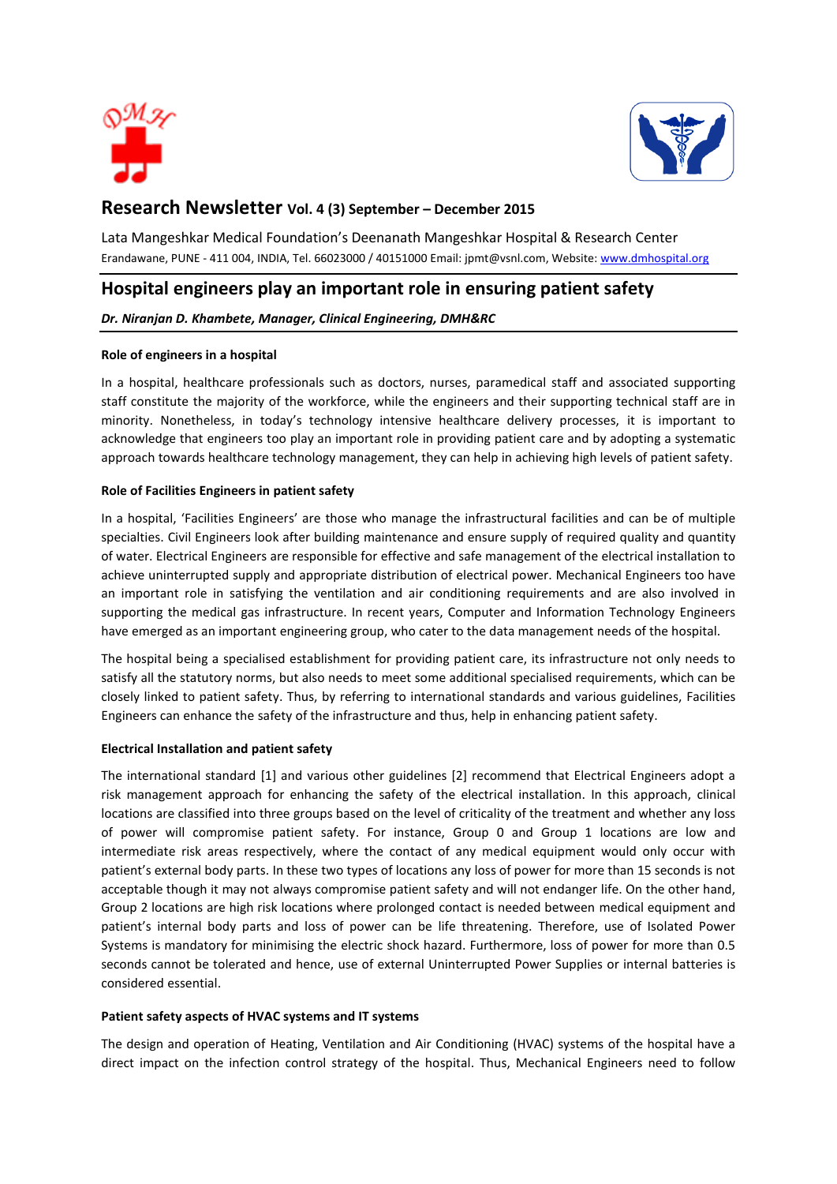# Research Newsletter Vol. 4 (3) September – December 2015

Lata Mangeshkar Medical Foundation's Deenanath Mangeshkar Hospital & Research Center
Erandawane, PUNE - 411 004, INDIA, Tel. 66023000 / 40151000 Email: jpmt@vsnl.com, Website: www.dmhospital.org

## Hospital engineers play an important role in ensuring patient safety

***Dr. Niranjan D. Khambete, Manager, Clinical Engineering, DMH&RC***

### Role of engineers in a hospital

In a hospital, healthcare professionals such as doctors, nurses, paramedical staff and associated supporting staff constitute the majority of the workforce, while the engineers and their supporting technical staff are in minority. Nonetheless, in today's technology intensive healthcare delivery processes, it is important to acknowledge that engineers too play an important role in providing patient care and by adopting a systematic approach towards healthcare technology management, they can help in achieving high levels of patient safety.

### Role of Facilities Engineers in patient safety

In a hospital, 'Facilities Engineers' are those who manage the infrastructural facilities and can be of multiple specialties. Civil Engineers look after building maintenance and ensure supply of required quality and quantity of water. Electrical Engineers are responsible for effective and safe management of the electrical installation to achieve uninterrupted supply and appropriate distribution of electrical power. Mechanical Engineers too have an important role in satisfying the ventilation and air conditioning requirements and are also involved in supporting the medical gas infrastructure. In recent years, Computer and Information Technology Engineers have emerged as an important engineering group, who cater to the data management needs of the hospital.

The hospital being a specialised establishment for providing patient care, its infrastructure not only needs to satisfy all the statutory norms, but also needs to meet some additional specialised requirements, which can be closely linked to patient safety. Thus, by referring to international standards and various guidelines, Facilities Engineers can enhance the safety of the infrastructure and thus, help in enhancing patient safety.

### Electrical Installation and patient safety

The international standard [1] and various other guidelines [2] recommend that Electrical Engineers adopt a risk management approach for enhancing the safety of the electrical installation. In this approach, clinical locations are classified into three groups based on the level of criticality of the treatment and whether any loss of power will compromise patient safety. For instance, Group 0 and Group 1 locations are low and intermediate risk areas respectively, where the contact of any medical equipment would only occur with patient's external body parts. In these two types of locations any loss of power for more than 15 seconds is not acceptable though it may not always compromise patient safety and will not endanger life. On the other hand, Group 2 locations are high risk locations where prolonged contact is needed between medical equipment and patient's internal body parts and loss of power can be life threatening. Therefore, use of Isolated Power Systems is mandatory for minimising the electric shock hazard. Furthermore, loss of power for more than 0.5 seconds cannot be tolerated and hence, use of external Uninterrupted Power Supplies or internal batteries is considered essential.

### Patient safety aspects of HVAC systems and IT systems

The design and operation of Heating, Ventilation and Air Conditioning (HVAC) systems of the hospital have a direct impact on the infection control strategy of the hospital. Thus, Mechanical Engineers need to follow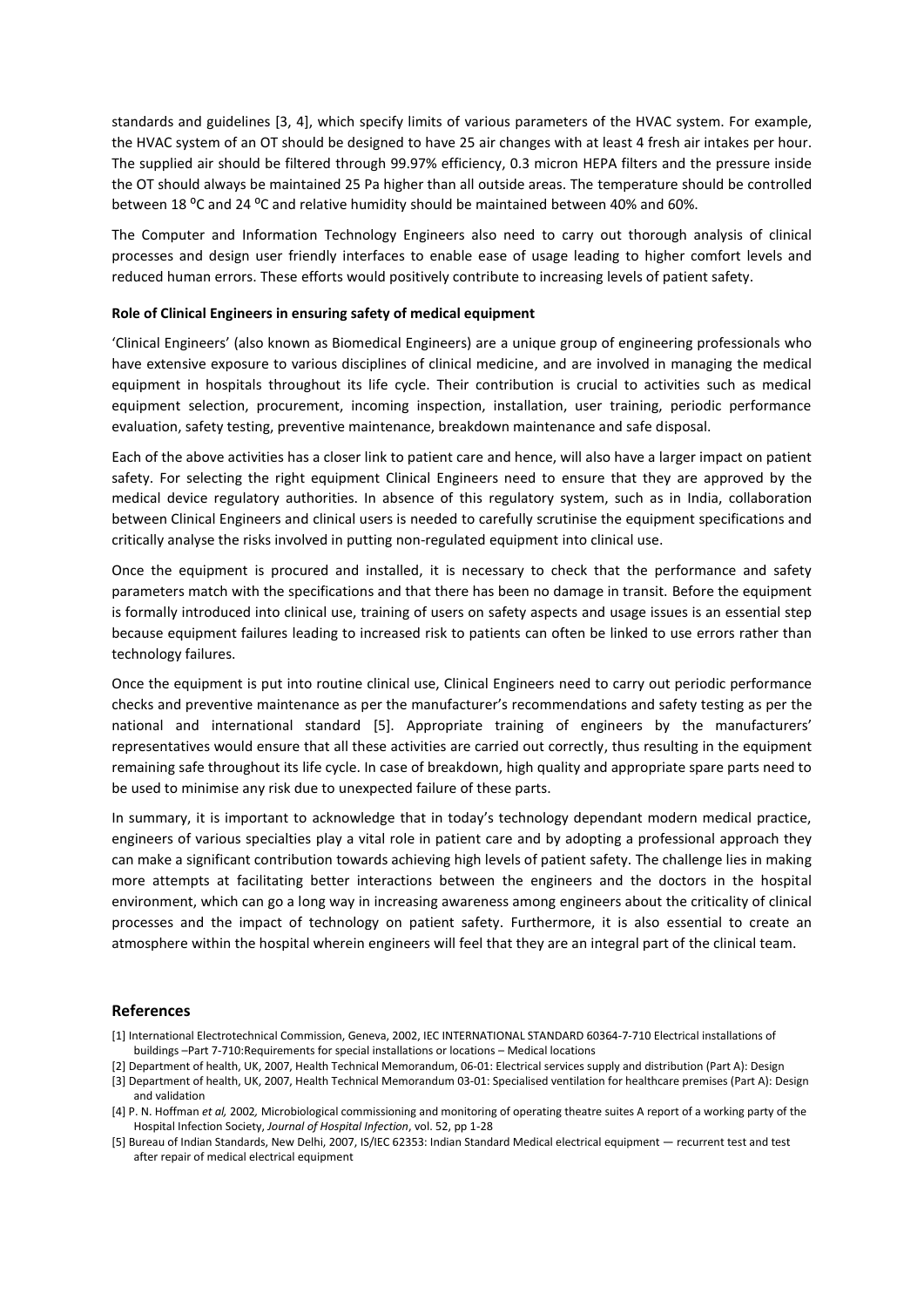standards and guidelines [3, 4], which specify limits of various parameters of the HVAC system. For example, the HVAC system of an OT should be designed to have 25 air changes with at least 4 fresh air intakes per hour. The supplied air should be filtered through 99.97% efficiency, 0.3 micron HEPA filters and the pressure inside the OT should always be maintained 25 Pa higher than all outside areas. The temperature should be controlled between 18 $^{0}$C and 24 $^{0}$C and relative humidity should be maintained between 40% and 60%.

The Computer and Information Technology Engineers also need to carry out thorough analysis of clinical processes and design user friendly interfaces to enable ease of usage leading to higher comfort levels and reduced human errors. These efforts would positively contribute to increasing levels of patient safety.

**Role of Clinical Engineers in ensuring safety of medical equipment**

'Clinical Engineers' (also known as Biomedical Engineers) are a unique group of engineering professionals who have extensive exposure to various disciplines of clinical medicine, and are involved in managing the medical equipment in hospitals throughout its life cycle. Their contribution is crucial to activities such as medical equipment selection, procurement, incoming inspection, installation, user training, periodic performance evaluation, safety testing, preventive maintenance, breakdown maintenance and safe disposal.

Each of the above activities has a closer link to patient care and hence, will also have a larger impact on patient safety. For selecting the right equipment Clinical Engineers need to ensure that they are approved by the medical device regulatory authorities. In absence of this regulatory system, such as in India, collaboration between Clinical Engineers and clinical users is needed to carefully scrutinise the equipment specifications and critically analyse the risks involved in putting non-regulated equipment into clinical use.

Once the equipment is procured and installed, it is necessary to check that the performance and safety parameters match with the specifications and that there has been no damage in transit. Before the equipment is formally introduced into clinical use, training of users on safety aspects and usage issues is an essential step because equipment failures leading to increased risk to patients can often be linked to use errors rather than technology failures.

Once the equipment is put into routine clinical use, Clinical Engineers need to carry out periodic performance checks and preventive maintenance as per the manufacturer's recommendations and safety testing as per the national and international standard [5]. Appropriate training of engineers by the manufacturers' representatives would ensure that all these activities are carried out correctly, thus resulting in the equipment remaining safe throughout its life cycle. In case of breakdown, high quality and appropriate spare parts need to be used to minimise any risk due to unexpected failure of these parts.

In summary, it is important to acknowledge that in today's technology dependant modern medical practice, engineers of various specialties play a vital role in patient care and by adopting a professional approach they can make a significant contribution towards achieving high levels of patient safety. The challenge lies in making more attempts at facilitating better interactions between the engineers and the doctors in the hospital environment, which can go a long way in increasing awareness among engineers about the criticality of clinical processes and the impact of technology on patient safety. Furthermore, it is also essential to create an atmosphere within the hospital wherein engineers will feel that they are an integral part of the clinical team.

## References

[1] International Electrotechnical Commission, Geneva, 2002, IEC INTERNATIONAL STANDARD 60364-7-710 Electrical installations of buildings –Part 7-710:Requirements for special installations or locations – Medical locations

[2] Department of health, UK, 2007, Health Technical Memorandum, 06-01: Electrical services supply and distribution (Part A): Design

[3] Department of health, UK, 2007, Health Technical Memorandum 03-01: Specialised ventilation for healthcare premises (Part A): Design and validation

[4] P. N. Hoffman *et al,* 2002*,* Microbiological commissioning and monitoring of operating theatre suites A report of a working party of the Hospital Infection Society, *Journal of Hospital Infection*, vol. 52, pp 1-28

[5] Bureau of Indian Standards, New Delhi, 2007, IS/IEC 62353: Indian Standard Medical electrical equipment — recurrent test and test after repair of medical electrical equipment